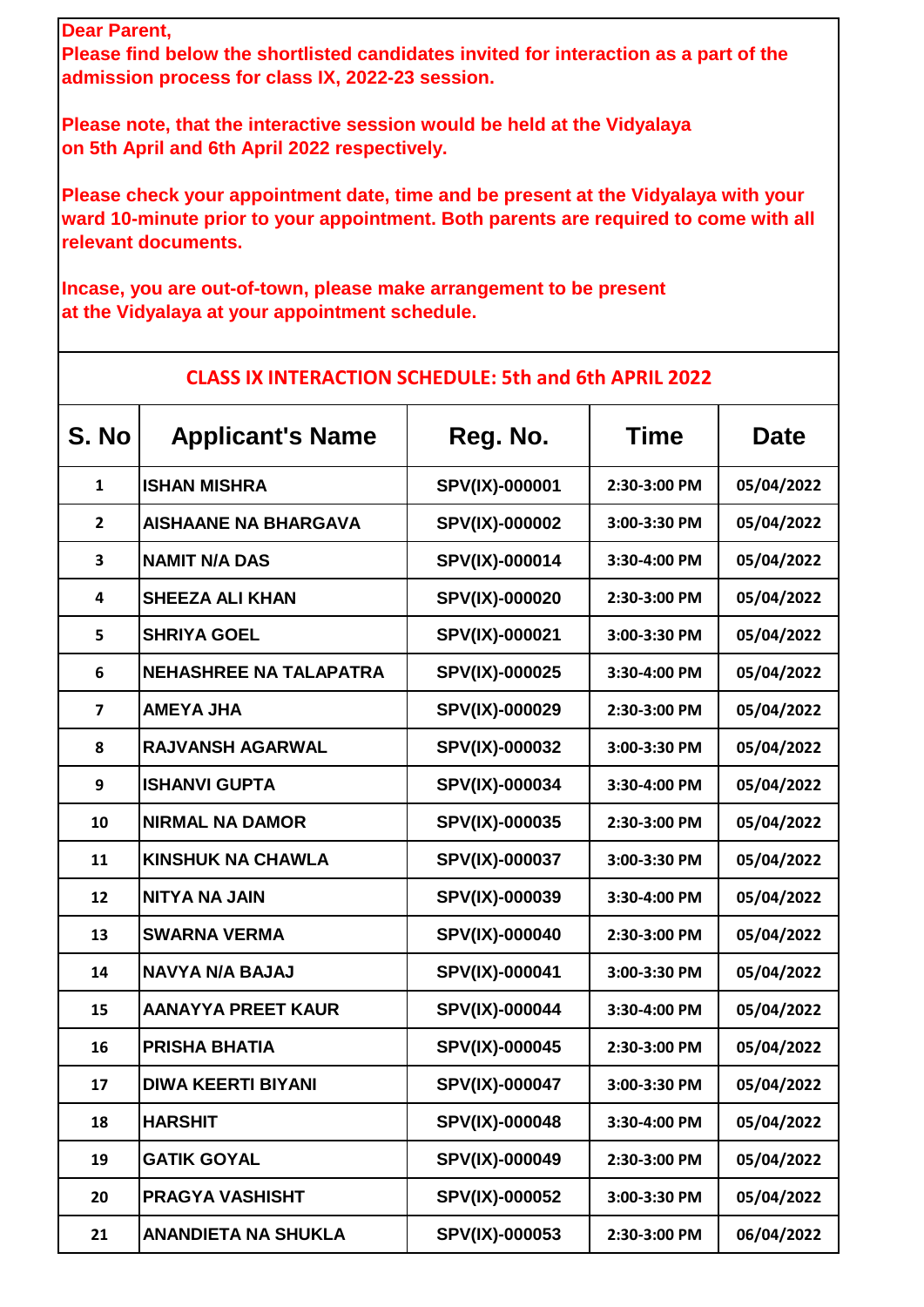**Dear Parent,**
**Please find below the shortlisted candidates invited for interaction as a part of the admission process for class IX, 2022-23 session.**

**Please note, that the interactive session would be held at the Vidyalaya on 5th April and 6th April 2022 respectively.**

**Please check your appointment date, time and be present at the Vidyalaya with your ward 10-minute prior to your appointment. Both parents are required to come with all relevant documents.**

**Incase, you are out-of-town, please make arrangement to be present at the Vidyalaya at your appointment schedule.**

## CLASS IX INTERACTION SCHEDULE: 5th and 6th APRIL 2022

| S. No | Applicant's Name | Reg. No. | Time | Date |
|---|---|---|---|---|
| 1 | ISHAN MISHRA | SPV(IX)-000001 | 2:30-3:00 PM | 05/04/2022 |
| 2 | AISHAANE NA BHARGAVA | SPV(IX)-000002 | 3:00-3:30 PM | 05/04/2022 |
| 3 | NAMIT N/A DAS | SPV(IX)-000014 | 3:30-4:00 PM | 05/04/2022 |
| 4 | SHEEZA ALI KHAN | SPV(IX)-000020 | 2:30-3:00 PM | 05/04/2022 |
| 5 | SHRIYA GOEL | SPV(IX)-000021 | 3:00-3:30 PM | 05/04/2022 |
| 6 | NEHASHREE NA TALAPATRA | SPV(IX)-000025 | 3:30-4:00 PM | 05/04/2022 |
| 7 | AMEYA JHA | SPV(IX)-000029 | 2:30-3:00 PM | 05/04/2022 |
| 8 | RAJVANSH AGARWAL | SPV(IX)-000032 | 3:00-3:30 PM | 05/04/2022 |
| 9 | ISHANVI GUPTA | SPV(IX)-000034 | 3:30-4:00 PM | 05/04/2022 |
| 10 | NIRMAL NA DAMOR | SPV(IX)-000035 | 2:30-3:00 PM | 05/04/2022 |
| 11 | KINSHUK NA CHAWLA | SPV(IX)-000037 | 3:00-3:30 PM | 05/04/2022 |
| 12 | NITYA NA JAIN | SPV(IX)-000039 | 3:30-4:00 PM | 05/04/2022 |
| 13 | SWARNA VERMA | SPV(IX)-000040 | 2:30-3:00 PM | 05/04/2022 |
| 14 | NAVYA N/A BAJAJ | SPV(IX)-000041 | 3:00-3:30 PM | 05/04/2022 |
| 15 | AANAYYA PREET KAUR | SPV(IX)-000044 | 3:30-4:00 PM | 05/04/2022 |
| 16 | PRISHA BHATIA | SPV(IX)-000045 | 2:30-3:00 PM | 05/04/2022 |
| 17 | DIWA KEERTI BIYANI | SPV(IX)-000047 | 3:00-3:30 PM | 05/04/2022 |
| 18 | HARSHIT | SPV(IX)-000048 | 3:30-4:00 PM | 05/04/2022 |
| 19 | GATIK GOYAL | SPV(IX)-000049 | 2:30-3:00 PM | 05/04/2022 |
| 20 | PRAGYA VASHISHT | SPV(IX)-000052 | 3:00-3:30 PM | 05/04/2022 |
| 21 | ANANDIETA NA SHUKLA | SPV(IX)-000053 | 2:30-3:00 PM | 06/04/2022 |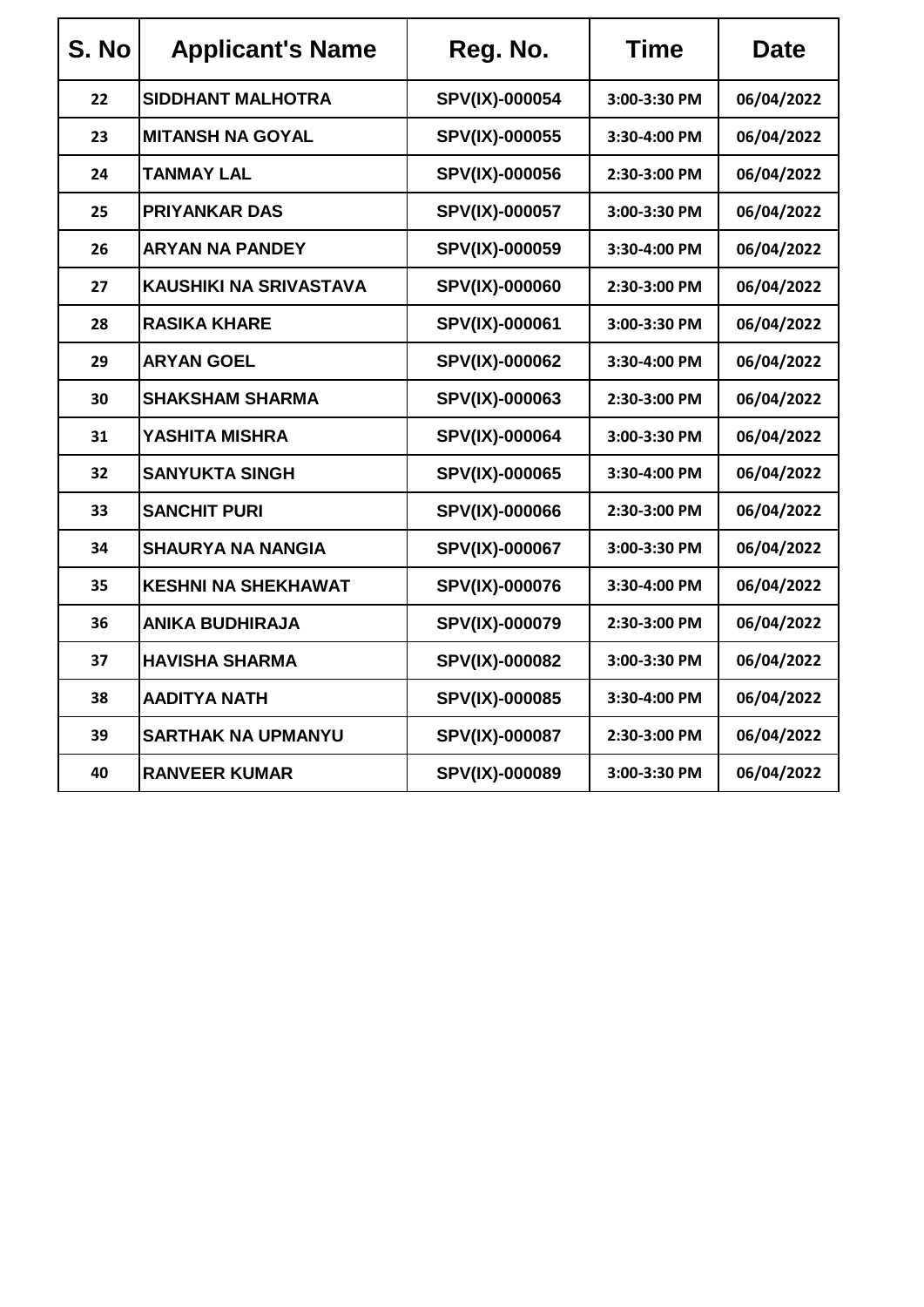| S. No | Applicant's Name | Reg. No. | Time | Date |
|---|---|---|---|---|
| 22 | SIDDHANT MALHOTRA | SPV(IX)-000054 | 3:00-3:30 PM | 06/04/2022 |
| 23 | MITANSH NA GOYAL | SPV(IX)-000055 | 3:30-4:00 PM | 06/04/2022 |
| 24 | TANMAY LAL | SPV(IX)-000056 | 2:30-3:00 PM | 06/04/2022 |
| 25 | PRIYANKAR DAS | SPV(IX)-000057 | 3:00-3:30 PM | 06/04/2022 |
| 26 | ARYAN NA PANDEY | SPV(IX)-000059 | 3:30-4:00 PM | 06/04/2022 |
| 27 | KAUSHIKI NA SRIVASTAVA | SPV(IX)-000060 | 2:30-3:00 PM | 06/04/2022 |
| 28 | RASIKA KHARE | SPV(IX)-000061 | 3:00-3:30 PM | 06/04/2022 |
| 29 | ARYAN GOEL | SPV(IX)-000062 | 3:30-4:00 PM | 06/04/2022 |
| 30 | SHAKSHAM SHARMA | SPV(IX)-000063 | 2:30-3:00 PM | 06/04/2022 |
| 31 | YASHITA MISHRA | SPV(IX)-000064 | 3:00-3:30 PM | 06/04/2022 |
| 32 | SANYUKTA SINGH | SPV(IX)-000065 | 3:30-4:00 PM | 06/04/2022 |
| 33 | SANCHIT PURI | SPV(IX)-000066 | 2:30-3:00 PM | 06/04/2022 |
| 34 | SHAURYA NA NANGIA | SPV(IX)-000067 | 3:00-3:30 PM | 06/04/2022 |
| 35 | KESHNI NA SHEKHAWAT | SPV(IX)-000076 | 3:30-4:00 PM | 06/04/2022 |
| 36 | ANIKA BUDHIRAJA | SPV(IX)-000079 | 2:30-3:00 PM | 06/04/2022 |
| 37 | HAVISHA SHARMA | SPV(IX)-000082 | 3:00-3:30 PM | 06/04/2022 |
| 38 | AADITYA NATH | SPV(IX)-000085 | 3:30-4:00 PM | 06/04/2022 |
| 39 | SARTHAK NA UPMANYU | SPV(IX)-000087 | 2:30-3:00 PM | 06/04/2022 |
| 40 | RANVEER KUMAR | SPV(IX)-000089 | 3:00-3:30 PM | 06/04/2022 |